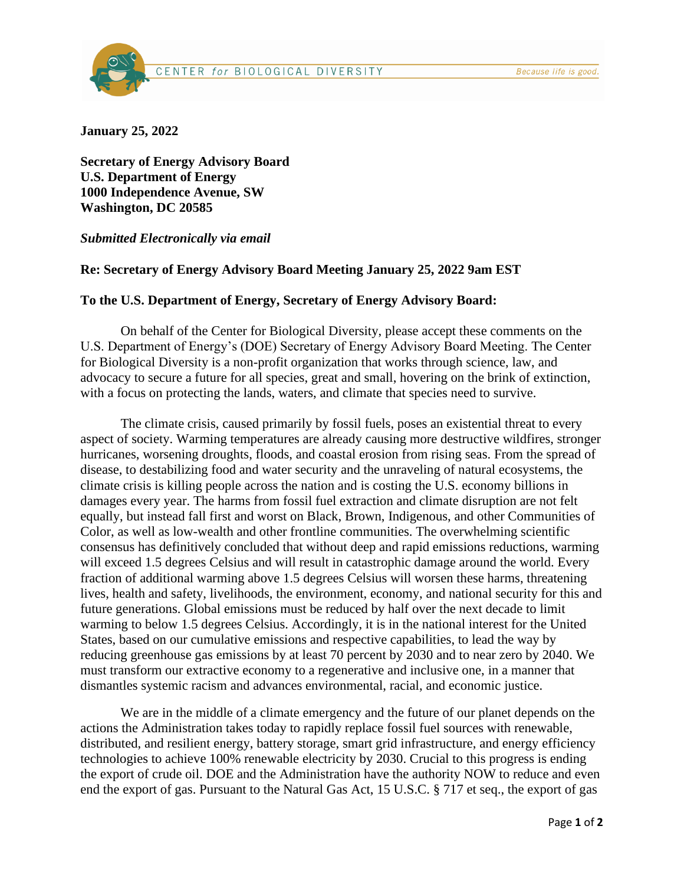CENTER *for* BIOLOGICAL DIVERSITY *Because life is good.*

**January 25, 2022**

**Secretary of Energy Advisory Board**
**U.S. Department of Energy**
**1000 Independence Avenue, SW**
**Washington, DC 20585**

***Submitted Electronically via email***

**Re: Secretary of Energy Advisory Board Meeting January 25, 2022 9am EST**

**To the U.S. Department of Energy, Secretary of Energy Advisory Board:**

On behalf of the Center for Biological Diversity, please accept these comments on the U.S. Department of Energy's (DOE) Secretary of Energy Advisory Board Meeting. The Center for Biological Diversity is a non-profit organization that works through science, law, and advocacy to secure a future for all species, great and small, hovering on the brink of extinction, with a focus on protecting the lands, waters, and climate that species need to survive.

The climate crisis, caused primarily by fossil fuels, poses an existential threat to every aspect of society. Warming temperatures are already causing more destructive wildfires, stronger hurricanes, worsening droughts, floods, and coastal erosion from rising seas. From the spread of disease, to destabilizing food and water security and the unraveling of natural ecosystems, the climate crisis is killing people across the nation and is costing the U.S. economy billions in damages every year. The harms from fossil fuel extraction and climate disruption are not felt equally, but instead fall first and worst on Black, Brown, Indigenous, and other Communities of Color, as well as low-wealth and other frontline communities. The overwhelming scientific consensus has definitively concluded that without deep and rapid emissions reductions, warming will exceed 1.5 degrees Celsius and will result in catastrophic damage around the world. Every fraction of additional warming above 1.5 degrees Celsius will worsen these harms, threatening lives, health and safety, livelihoods, the environment, economy, and national security for this and future generations. Global emissions must be reduced by half over the next decade to limit warming to below 1.5 degrees Celsius. Accordingly, it is in the national interest for the United States, based on our cumulative emissions and respective capabilities, to lead the way by reducing greenhouse gas emissions by at least 70 percent by 2030 and to near zero by 2040. We must transform our extractive economy to a regenerative and inclusive one, in a manner that dismantles systemic racism and advances environmental, racial, and economic justice.

We are in the middle of a climate emergency and the future of our planet depends on the actions the Administration takes today to rapidly replace fossil fuel sources with renewable, distributed, and resilient energy, battery storage, smart grid infrastructure, and energy efficiency technologies to achieve 100% renewable electricity by 2030. Crucial to this progress is ending the export of crude oil. DOE and the Administration have the authority NOW to reduce and even end the export of gas. Pursuant to the Natural Gas Act, 15 U.S.C. § 717 et seq., the export of gas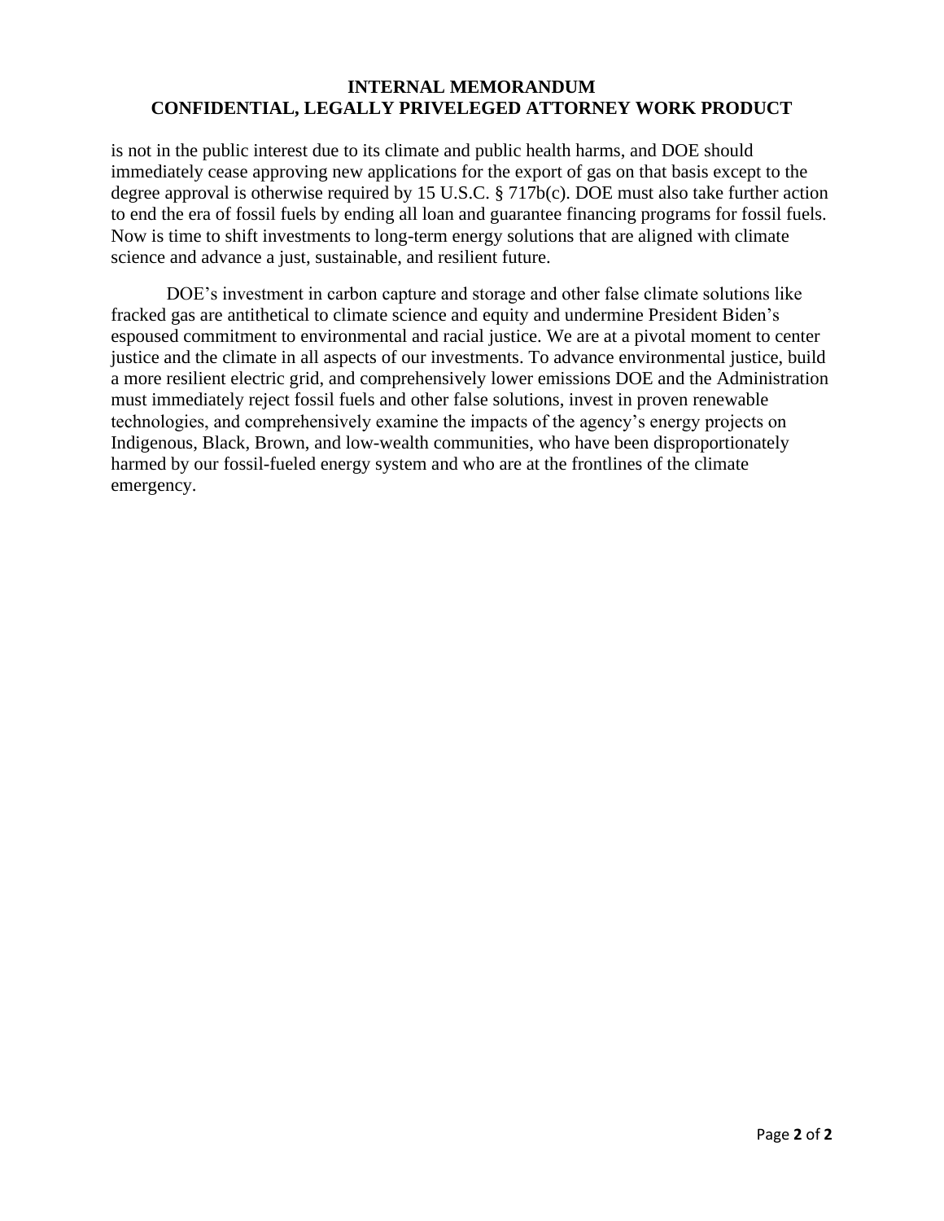is not in the public interest due to its climate and public health harms, and DOE should immediately cease approving new applications for the export of gas on that basis except to the degree approval is otherwise required by 15 U.S.C. § 717b(c). DOE must also take further action to end the era of fossil fuels by ending all loan and guarantee financing programs for fossil fuels. Now is time to shift investments to long-term energy solutions that are aligned with climate science and advance a just, sustainable, and resilient future.

DOE's investment in carbon capture and storage and other false climate solutions like fracked gas are antithetical to climate science and equity and undermine President Biden's espoused commitment to environmental and racial justice. We are at a pivotal moment to center justice and the climate in all aspects of our investments. To advance environmental justice, build a more resilient electric grid, and comprehensively lower emissions DOE and the Administration must immediately reject fossil fuels and other false solutions, invest in proven renewable technologies, and comprehensively examine the impacts of the agency's energy projects on Indigenous, Black, Brown, and low-wealth communities, who have been disproportionately harmed by our fossil-fueled energy system and who are at the frontlines of the climate emergency.